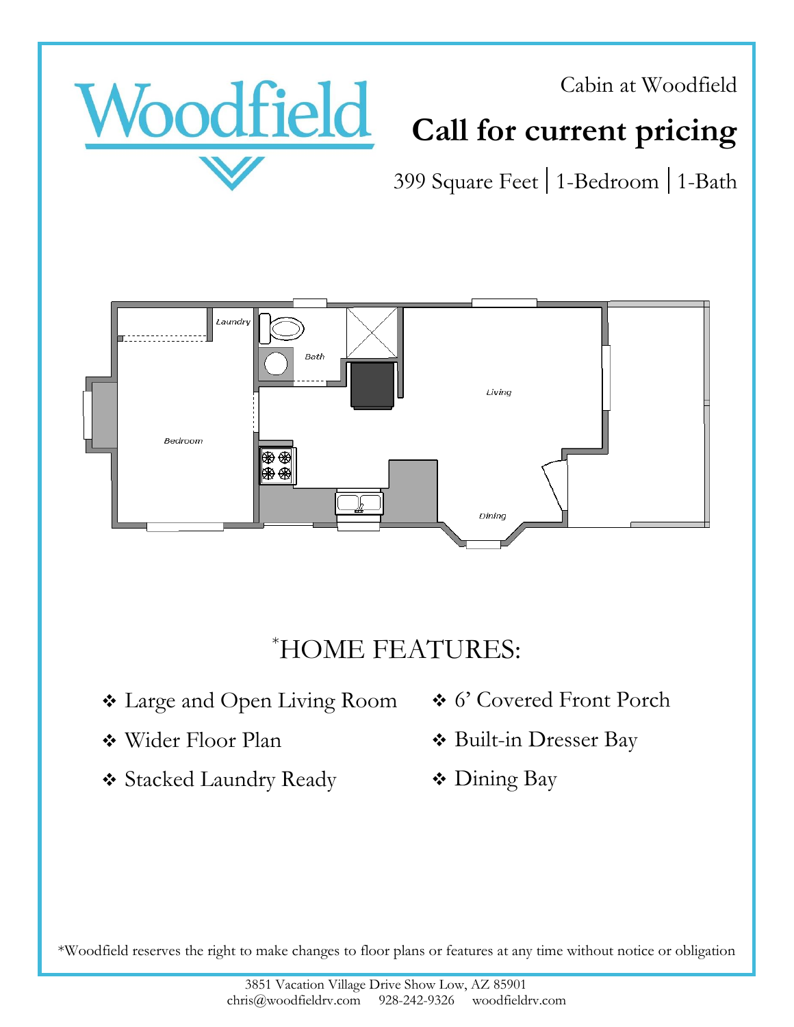Woodfield

Cabin at Woodfield

# Call for current pricing

399 Square Feet | 1-Bedroom | 1-Bath

Laundry

Bath

Living

Bedroom

Dining

## *HOME FEATURES:

- Large and Open Living Room
- Wider Floor Plan
- Stacked Laundry Ready
- 6' Covered Front Porch
- Built-in Dresser Bay
- Dining Bay

*Woodfield reserves the right to make changes to floor plans or features at any time without notice or obligation

3851 Vacation Village Drive Show Low, AZ 85901
chris@woodfieldrv.com 928-242-9326 woodfieldrv.com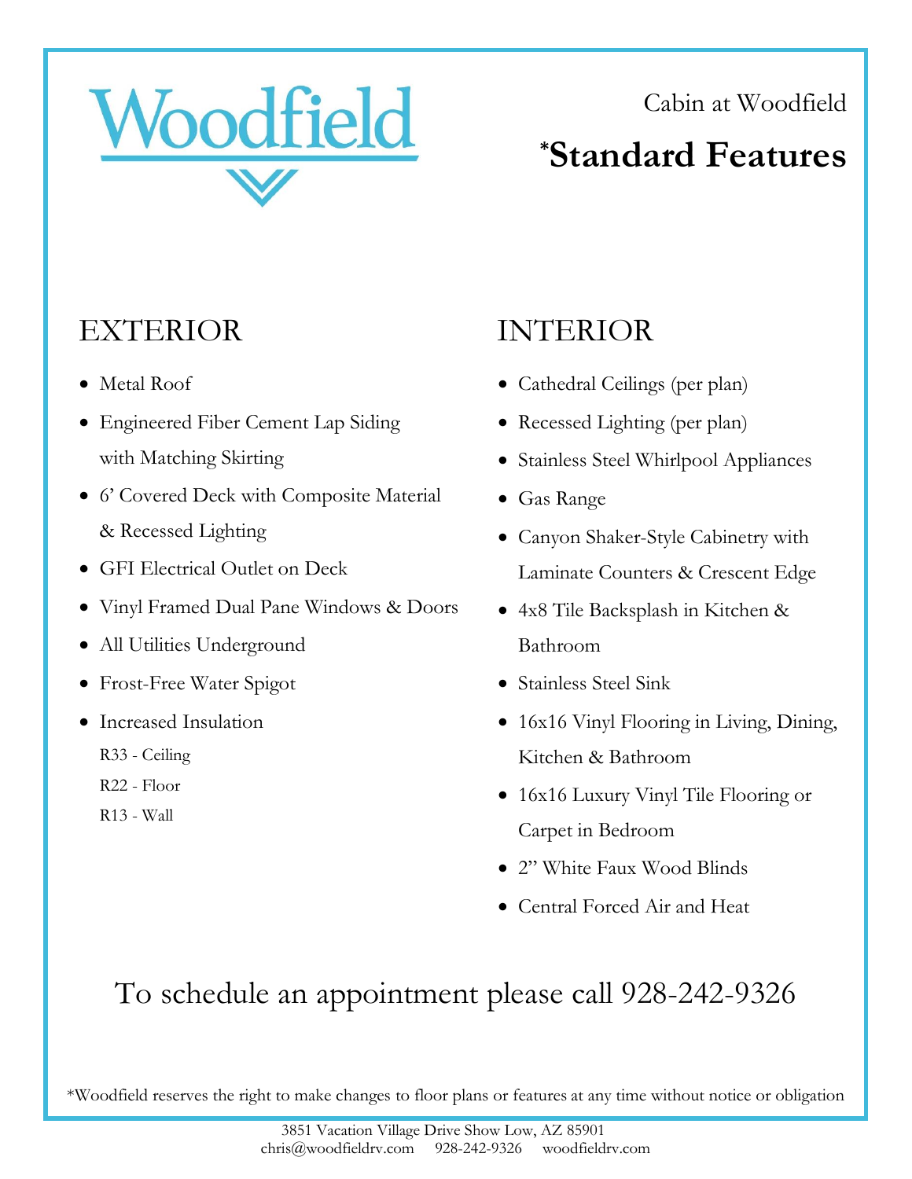# Woodfield

Cabin at Woodfield

## *Standard Features

### EXTERIOR

- Metal Roof
- Engineered Fiber Cement Lap Siding with Matching Skirting
- 6' Covered Deck with Composite Material & Recessed Lighting
- GFI Electrical Outlet on Deck
- Vinyl Framed Dual Pane Windows & Doors
- All Utilities Underground
- Frost-Free Water Spigot
- Increased Insulation

  R33 - Ceiling

  R22 - Floor

  R13 - Wall

### INTERIOR

- Cathedral Ceilings (per plan)
- Recessed Lighting (per plan)
- Stainless Steel Whirlpool Appliances
- Gas Range
- Canyon Shaker-Style Cabinetry with Laminate Counters & Crescent Edge
- 4x8 Tile Backsplash in Kitchen & Bathroom
- Stainless Steel Sink
- 16x16 Vinyl Flooring in Living, Dining, Kitchen & Bathroom
- 16x16 Luxury Vinyl Tile Flooring or Carpet in Bedroom
- 2" White Faux Wood Blinds
- Central Forced Air and Heat

To schedule an appointment please call 928-242-9326

*Woodfield reserves the right to make changes to floor plans or features at any time without notice or obligation

3851 Vacation Village Drive Show Low, AZ 85901
chris@woodfieldrv.com 928-242-9326 woodfieldrv.com